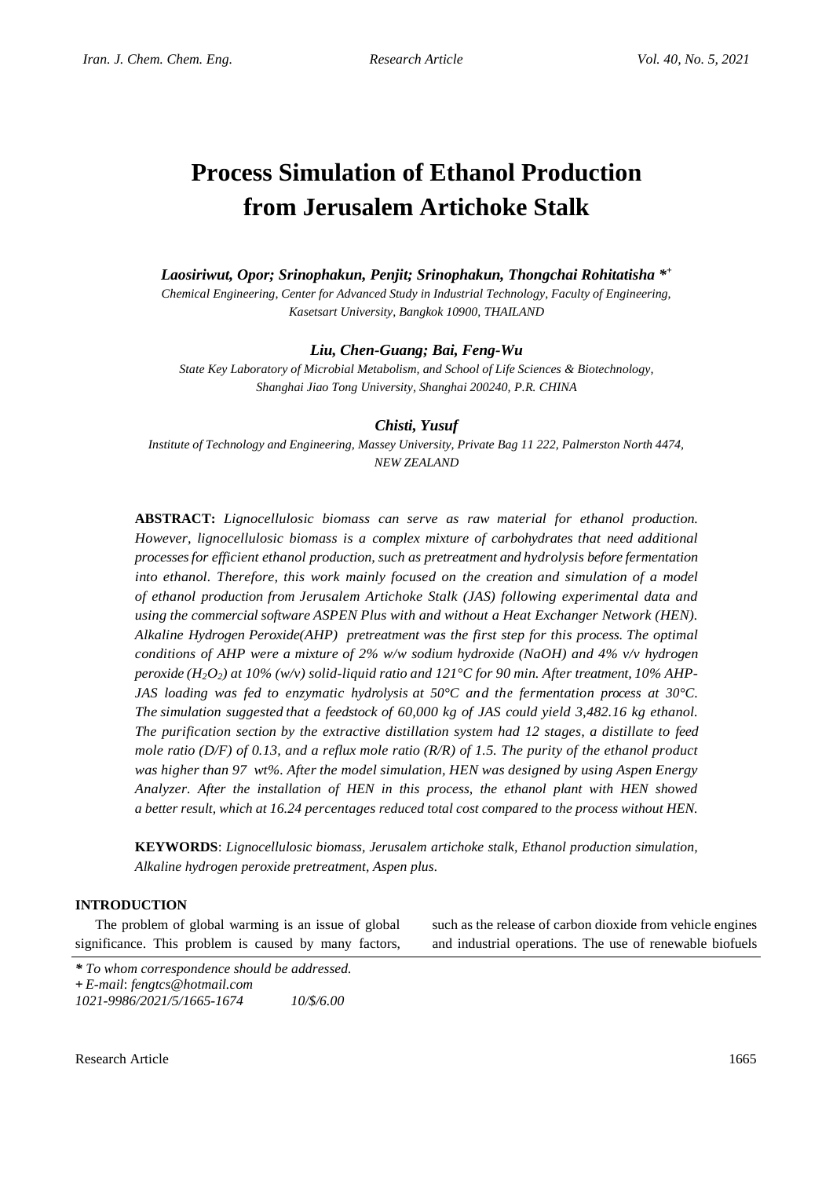# Process Simulation of Ethanol Production from Jerusalem Artichoke Stalk

***Laosiriwut, Opor; Srinophakun, Penjit; Srinophakun, Thongchai Rohitatisha*** [*+]

*Chemical Engineering, Center for Advanced Study in Industrial Technology, Faculty of Engineering, Kasetsart University, Bangkok 10900, THAILAND*

***Liu, Chen-Guang; Bai, Feng-Wu***

*State Key Laboratory of Microbial Metabolism, and School of Life Sciences & Biotechnology, Shanghai Jiao Tong University, Shanghai 200240, P.R. CHINA*

***Chisti, Yusuf***

*Institute of Technology and Engineering, Massey University, Private Bag 11 222, Palmerston North 4474, NEW ZEALAND*

**ABSTRACT:** *Lignocellulosic biomass can serve as raw material for ethanol production. However, lignocellulosic biomass is a complex mixture of carbohydrates that need additional processes for efficient ethanol production, such as pretreatment and hydrolysis before fermentation into ethanol. Therefore, this work mainly focused on the creation and simulation of a model of ethanol production from Jerusalem Artichoke Stalk (JAS) following experimental data and using the commercial software ASPEN Plus with and without a Heat Exchanger Network (HEN). Alkaline Hydrogen Peroxide(AHP) pretreatment was the first step for this process. The optimal conditions of AHP were a mixture of 2% w/w sodium hydroxide (NaOH) and 4% v/v hydrogen peroxide ($H_2O_2$) at 10% (w/v) solid-liquid ratio and 121°C for 90 min. After treatment, 10% AHP-JAS loading was fed to enzymatic hydrolysis at 50°C and the fermentation process at 30°C. The simulation suggested that a feedstock of 60,000 kg of JAS could yield 3,482.16 kg ethanol. The purification section by the extractive distillation system had 12 stages, a distillate to feed mole ratio (D/F) of 0.13, and a reflux mole ratio (R/R) of 1.5. The purity of the ethanol product was higher than 97 wt%. After the model simulation, HEN was designed by using Aspen Energy Analyzer. After the installation of HEN in this process, the ethanol plant with HEN showed a better result, which at 16.24 percentages reduced total cost compared to the process without HEN.*

**KEYWORDS**: *Lignocellulosic biomass, Jerusalem artichoke stalk, Ethanol production simulation, Alkaline hydrogen peroxide pretreatment, Aspen plus.*

## INTRODUCTION

The problem of global warming is an issue of global significance. This problem is caused by many factors, such as the release of carbon dioxide from vehicle engines and industrial operations. The use of renewable biofuels

*\* To whom correspondence should be addressed.*
*+ E-mail: fengtcs@hotmail.com*
*1021-9986/2021/5/1665-1674 10/$/6.00*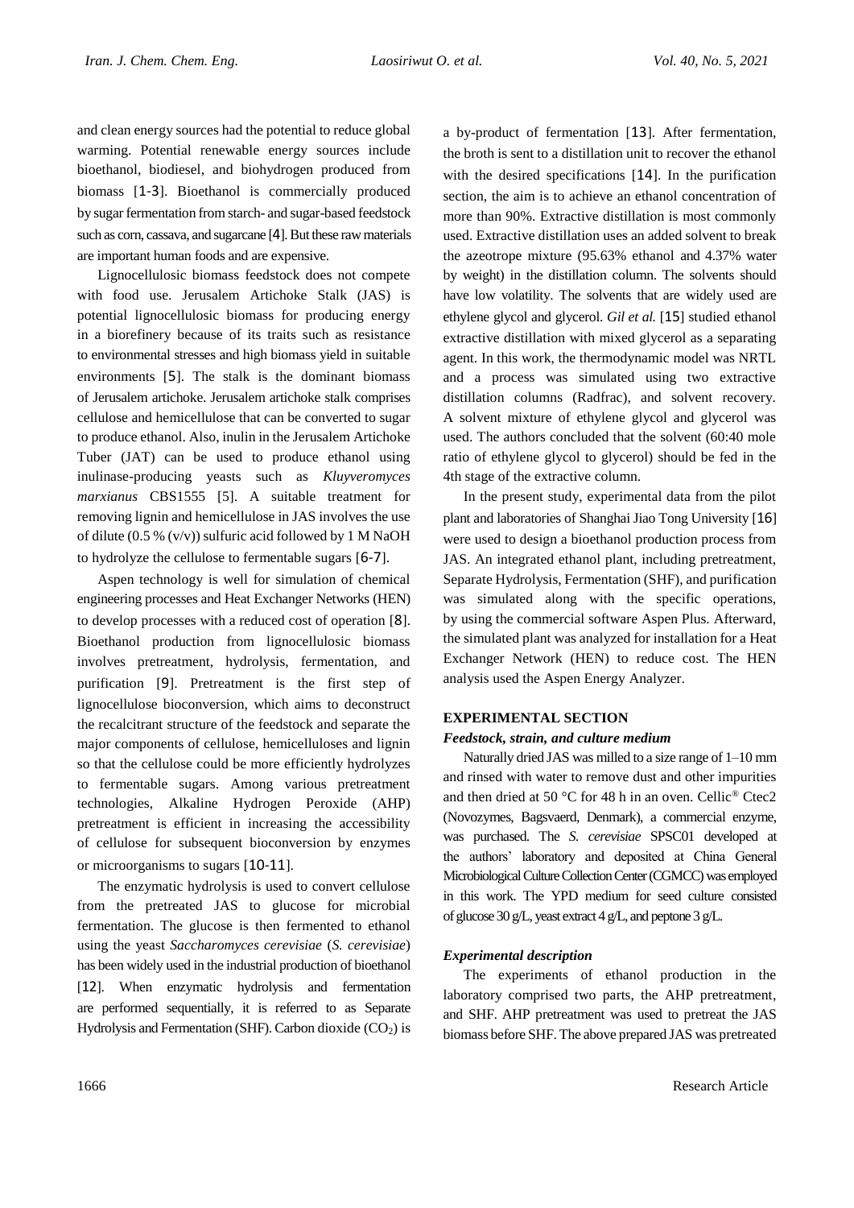and clean energy sources had the potential to reduce global warming. Potential renewable energy sources include bioethanol, biodiesel, and biohydrogen produced from biomass [1-3]. Bioethanol is commercially produced by sugar fermentation from starch- and sugar-based feedstock such as corn, cassava, and sugarcane [4]. But these raw materials are important human foods and are expensive.

Lignocellulosic biomass feedstock does not compete with food use. Jerusalem Artichoke Stalk (JAS) is potential lignocellulosic biomass for producing energy in a biorefinery because of its traits such as resistance to environmental stresses and high biomass yield in suitable environments [5]. The stalk is the dominant biomass of Jerusalem artichoke. Jerusalem artichoke stalk comprises cellulose and hemicellulose that can be converted to sugar to produce ethanol. Also, inulin in the Jerusalem Artichoke Tuber (JAT) can be used to produce ethanol using inulinase-producing yeasts such as *Kluyveromyces marxianus* CBS1555 [5]. A suitable treatment for removing lignin and hemicellulose in JAS involves the use of dilute (0.5 % (v/v)) sulfuric acid followed by 1 M NaOH to hydrolyze the cellulose to fermentable sugars [6-7].

Aspen technology is well for simulation of chemical engineering processes and Heat Exchanger Networks (HEN) to develop processes with a reduced cost of operation [8]. Bioethanol production from lignocellulosic biomass involves pretreatment, hydrolysis, fermentation, and purification [9]. Pretreatment is the first step of lignocellulose bioconversion, which aims to deconstruct the recalcitrant structure of the feedstock and separate the major components of cellulose, hemicelluloses and lignin so that the cellulose could be more efficiently hydrolyzes to fermentable sugars. Among various pretreatment technologies, Alkaline Hydrogen Peroxide (AHP) pretreatment is efficient in increasing the accessibility of cellulose for subsequent bioconversion by enzymes or microorganisms to sugars [10-11].

The enzymatic hydrolysis is used to convert cellulose from the pretreated JAS to glucose for microbial fermentation. The glucose is then fermented to ethanol using the yeast *Saccharomyces cerevisiae* (*S. cerevisiae*) has been widely used in the industrial production of bioethanol [12]. When enzymatic hydrolysis and fermentation are performed sequentially, it is referred to as Separate Hydrolysis and Fermentation (SHF). Carbon dioxide ($CO_2$) is a by-product of fermentation [13]. After fermentation, the broth is sent to a distillation unit to recover the ethanol with the desired specifications [14]. In the purification section, the aim is to achieve an ethanol concentration of more than 90%. Extractive distillation is most commonly used. Extractive distillation uses an added solvent to break the azeotrope mixture (95.63% ethanol and 4.37% water by weight) in the distillation column. The solvents should have low volatility. The solvents that are widely used are ethylene glycol and glycerol. *Gil et al.* [15] studied ethanol extractive distillation with mixed glycerol as a separating agent. In this work, the thermodynamic model was NRTL and a process was simulated using two extractive distillation columns (Radfrac), and solvent recovery. A solvent mixture of ethylene glycol and glycerol was used. The authors concluded that the solvent (60:40 mole ratio of ethylene glycol to glycerol) should be fed in the 4th stage of the extractive column.

In the present study, experimental data from the pilot plant and laboratories of Shanghai Jiao Tong University [16] were used to design a bioethanol production process from JAS. An integrated ethanol plant, including pretreatment, Separate Hydrolysis, Fermentation (SHF), and purification was simulated along with the specific operations, by using the commercial software Aspen Plus. Afterward, the simulated plant was analyzed for installation for a Heat Exchanger Network (HEN) to reduce cost. The HEN analysis used the Aspen Energy Analyzer.

## EXPERIMENTAL SECTION

### *Feedstock, strain, and culture medium*

Naturally dried JAS was milled to a size range of 1–10 mm and rinsed with water to remove dust and other impurities and then dried at 50 °C for 48 h in an oven. Cellic® Ctec2 (Novozymes, Bagsvaerd, Denmark), a commercial enzyme, was purchased. The *S. cerevisiae* SPSC01 developed at the authors' laboratory and deposited at China General Microbiological Culture Collection Center (CGMCC) was employed in this work. The YPD medium for seed culture consisted of glucose 30 g/L, yeast extract 4 g/L, and peptone 3 g/L.

### *Experimental description*

The experiments of ethanol production in the laboratory comprised two parts, the AHP pretreatment, and SHF. AHP pretreatment was used to pretreat the JAS biomass before SHF. The above prepared JAS was pretreated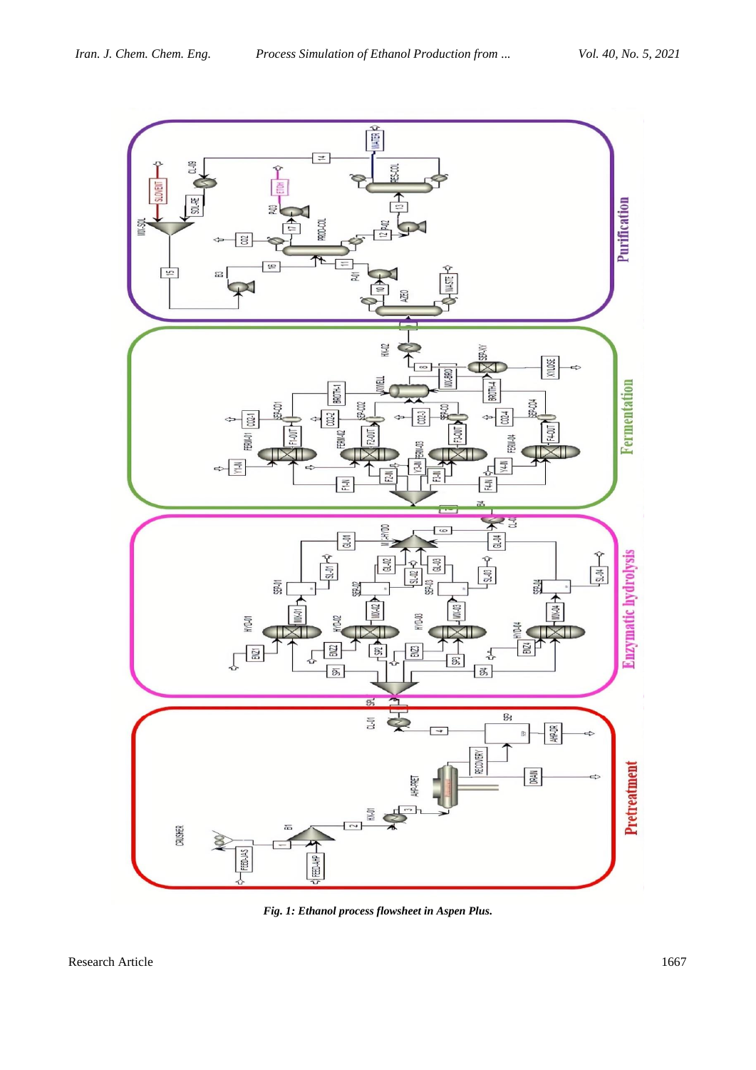*Fig. 1: Ethanol process flowsheet in Aspen Plus.*

Research Article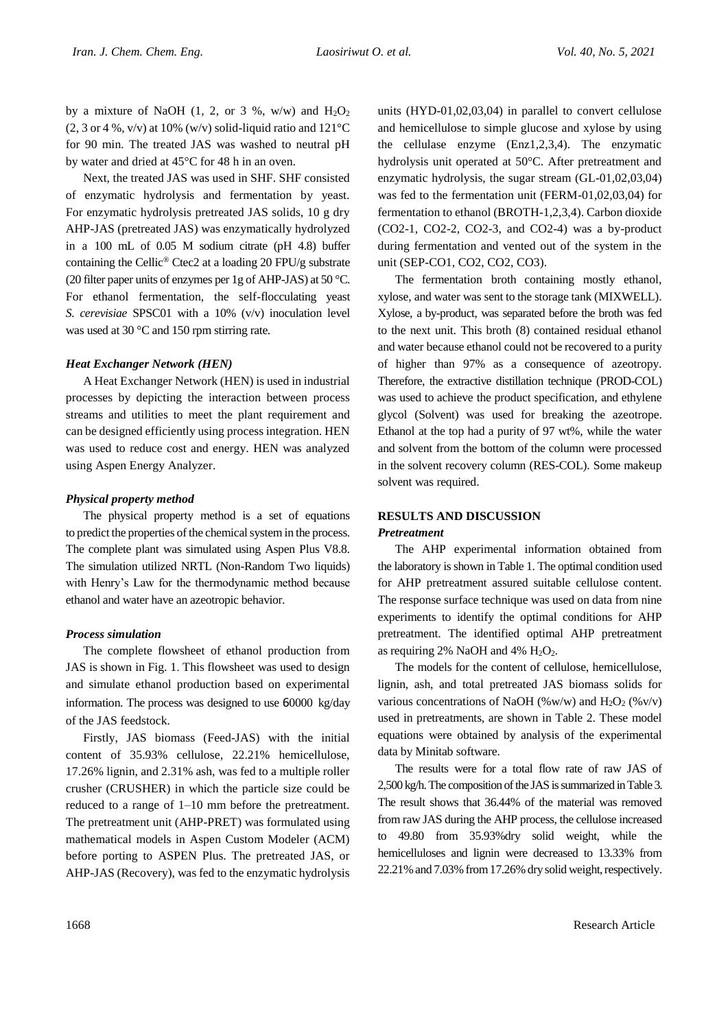by a mixture of NaOH (1, 2, or 3 %, w/w) and $H_2O_2$ (2, 3 or 4 %, v/v) at 10% (w/v) solid-liquid ratio and 121°C for 90 min. The treated JAS was washed to neutral pH by water and dried at 45°C for 48 h in an oven.

Next, the treated JAS was used in SHF. SHF consisted of enzymatic hydrolysis and fermentation by yeast. For enzymatic hydrolysis pretreated JAS solids, 10 g dry AHP-JAS (pretreated JAS) was enzymatically hydrolyzed in a 100 mL of 0.05 M sodium citrate (pH 4.8) buffer containing the Cellic® Ctec2 at a loading 20 FPU/g substrate (20 filter paper units of enzymes per 1g of AHP-JAS) at 50 °C. For ethanol fermentation, the self-flocculating yeast *S. cerevisiae* SPSC01 with a 10% (v/v) inoculation level was used at 30 °C and 150 rpm stirring rate.

### *Heat Exchanger Network (HEN)*

A Heat Exchanger Network (HEN) is used in industrial processes by depicting the interaction between process streams and utilities to meet the plant requirement and can be designed efficiently using process integration. HEN was used to reduce cost and energy. HEN was analyzed using Aspen Energy Analyzer.

### *Physical property method*

The physical property method is a set of equations to predict the properties of the chemical system in the process. The complete plant was simulated using Aspen Plus V8.8. The simulation utilized NRTL (Non-Random Two liquids) with Henry's Law for the thermodynamic method because ethanol and water have an azeotropic behavior.

### *Process simulation*

The complete flowsheet of ethanol production from JAS is shown in Fig. 1. This flowsheet was used to design and simulate ethanol production based on experimental information. The process was designed to use 60000 kg/day of the JAS feedstock.

Firstly, JAS biomass (Feed-JAS) with the initial content of 35.93% cellulose, 22.21% hemicellulose, 17.26% lignin, and 2.31% ash, was fed to a multiple roller crusher (CRUSHER) in which the particle size could be reduced to a range of 1–10 mm before the pretreatment. The pretreatment unit (AHP-PRET) was formulated using mathematical models in Aspen Custom Modeler (ACM) before porting to ASPEN Plus. The pretreated JAS, or AHP-JAS (Recovery), was fed to the enzymatic hydrolysis units (HYD-01,02,03,04) in parallel to convert cellulose and hemicellulose to simple glucose and xylose by using the cellulase enzyme (Enz1,2,3,4). The enzymatic hydrolysis unit operated at 50°C. After pretreatment and enzymatic hydrolysis, the sugar stream (GL-01,02,03,04) was fed to the fermentation unit (FERM-01,02,03,04) for fermentation to ethanol (BROTH-1,2,3,4). Carbon dioxide (CO2-1, CO2-2, CO2-3, and CO2-4) was a by-product during fermentation and vented out of the system in the unit (SEP-CO1, CO2, CO2, CO3).

The fermentation broth containing mostly ethanol, xylose, and water was sent to the storage tank (MIXWELL). Xylose, a by-product, was separated before the broth was fed to the next unit. This broth (8) contained residual ethanol and water because ethanol could not be recovered to a purity of higher than 97% as a consequence of azeotropy. Therefore, the extractive distillation technique (PROD-COL) was used to achieve the product specification, and ethylene glycol (Solvent) was used for breaking the azeotrope. Ethanol at the top had a purity of 97 wt%, while the water and solvent from the bottom of the column were processed in the solvent recovery column (RES-COL). Some makeup solvent was required.

## RESULTS AND DISCUSSION

### *Pretreatment*

The AHP experimental information obtained from the laboratory is shown in Table 1. The optimal condition used for AHP pretreatment assured suitable cellulose content. The response surface technique was used on data from nine experiments to identify the optimal conditions for AHP pretreatment. The identified optimal AHP pretreatment as requiring 2% NaOH and 4% $H_2O_2$.

The models for the content of cellulose, hemicellulose, lignin, ash, and total pretreated JAS biomass solids for various concentrations of NaOH (%w/w) and $H_2O_2$ (%v/v) used in pretreatments, are shown in Table 2. These model equations were obtained by analysis of the experimental data by Minitab software.

The results were for a total flow rate of raw JAS of 2,500 kg/h. The composition of the JAS is summarized in Table 3. The result shows that 36.44% of the material was removed from raw JAS during the AHP process, the cellulose increased to 49.80 from 35.93%dry solid weight, while the hemicelluloses and lignin were decreased to 13.33% from 22.21% and 7.03% from 17.26% dry solid weight, respectively.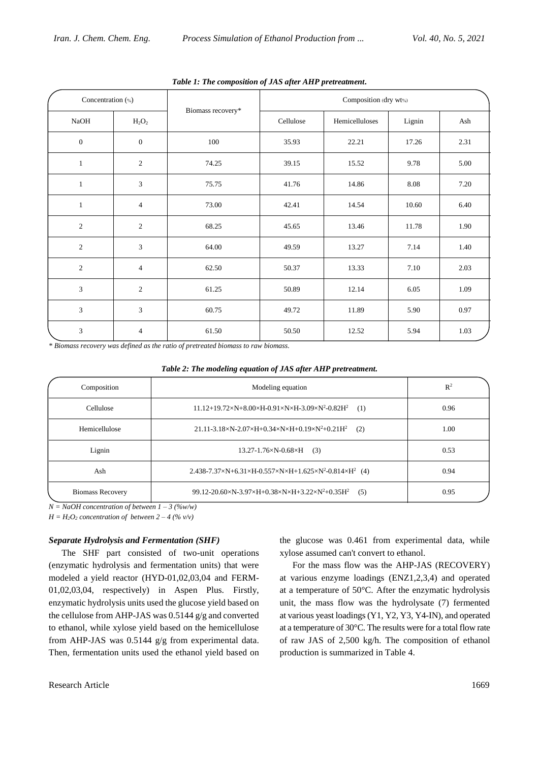*Table 1: The composition of JAS after AHP pretreatment.*

| Concentration (%) | | Biomass recovery* | Composition (dry wt%) | | | |
|---|---|---|---|---|---|---|
| NaOH | $H_2O_2$ | | Cellulose | Hemicelluloses | Lignin | Ash |
| 0 | 0 | 100 | 35.93 | 22.21 | 17.26 | 2.31 |
| 1 | 2 | 74.25 | 39.15 | 15.52 | 9.78 | 5.00 |
| 1 | 3 | 75.75 | 41.76 | 14.86 | 8.08 | 7.20 |
| 1 | 4 | 73.00 | 42.41 | 14.54 | 10.60 | 6.40 |
| 2 | 2 | 68.25 | 45.65 | 13.46 | 11.78 | 1.90 |
| 2 | 3 | 64.00 | 49.59 | 13.27 | 7.14 | 1.40 |
| 2 | 4 | 62.50 | 50.37 | 13.33 | 7.10 | 2.03 |
| 3 | 2 | 61.25 | 50.89 | 12.14 | 6.05 | 1.09 |
| 3 | 3 | 60.75 | 49.72 | 11.89 | 5.90 | 0.97 |
| 3 | 4 | 61.50 | 50.50 | 12.52 | 5.94 | 1.03 |

*\* Biomass recovery was defined as the ratio of pretreated biomass to raw biomass.*

*Table 2: The modeling equation of JAS after AHP pretreatment.*

| Composition | Modeling equation | $R^2$ |
|---|---|---|
| Cellulose | $11.12+19.72\times N+8.00\times H-0.91\times N\times H-3.09\times N^2-0.82H^2$ (1) | 0.96 |
| Hemicellulose | $21.11-3.18\times N-2.07\times H+0.34\times N\times H+0.19\times N^2+0.21H^2$ (2) | 1.00 |
| Lignin | $13.27-1.76\times N-0.68\times H$ (3) | 0.53 |
| Ash | $2.438-7.37\times N+6.31\times H-0.557\times N\times H+1.625\times N^2-0.814\times H^2$ (4) | 0.94 |
| Biomass Recovery | $99.12-20.60\times N-3.97\times H+0.38\times N\times H+3.22\times N^2+0.35H^2$ (5) | 0.95 |

*N = NaOH concentration of between 1 – 3 (%w/w)*

*H = $H_2O_2$ concentration of between 2 – 4 (% v/v)*

### *Separate Hydrolysis and Fermentation (SHF)*

The SHF part consisted of two-unit operations (enzymatic hydrolysis and fermentation units) that were modeled a yield reactor (HYD-01,02,03,04 and FERM-01,02,03,04, respectively) in Aspen Plus. Firstly, enzymatic hydrolysis units used the glucose yield based on the cellulose from AHP-JAS was 0.5144 g/g and converted to ethanol, while xylose yield based on the hemicellulose from AHP-JAS was 0.5144 g/g from experimental data. Then, fermentation units used the ethanol yield based on the glucose was 0.461 from experimental data, while xylose assumed can't convert to ethanol.

For the mass flow was the AHP-JAS (RECOVERY) at various enzyme loadings (ENZ1,2,3,4) and operated at a temperature of 50°C. After the enzymatic hydrolysis unit, the mass flow was the hydrolysate (7) fermented at various yeast loadings (Y1, Y2, Y3, Y4-IN), and operated at a temperature of 30°C. The results were for a total flow rate of raw JAS of 2,500 kg/h. The composition of ethanol production is summarized in Table 4.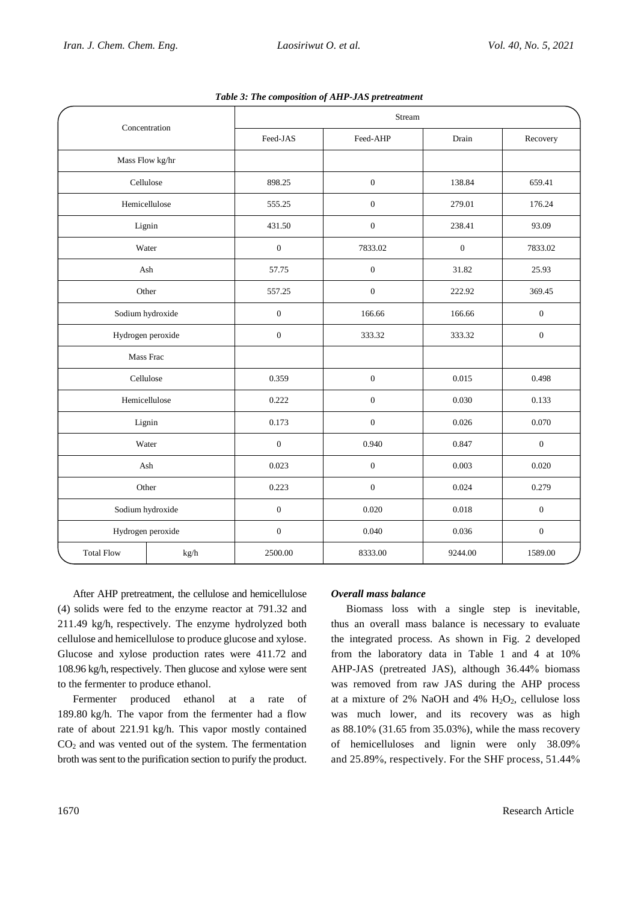*Table 3: The composition of AHP-JAS pretreatment*

| Concentration | | Stream | | | |
|---|---|---|---|---|---|
| | | Feed-JAS | Feed-AHP | Drain | Recovery |
| Mass Flow kg/hr | | | | | |
| Cellulose | | 898.25 | 0 | 138.84 | 659.41 |
| Hemicellulose | | 555.25 | 0 | 279.01 | 176.24 |
| Lignin | | 431.50 | 0 | 238.41 | 93.09 |
| Water | | 0 | 7833.02 | 0 | 7833.02 |
| Ash | | 57.75 | 0 | 31.82 | 25.93 |
| Other | | 557.25 | 0 | 222.92 | 369.45 |
| Sodium hydroxide | | 0 | 166.66 | 166.66 | 0 |
| Hydrogen peroxide | | 0 | 333.32 | 333.32 | 0 |
| Mass Frac | | | | | |
| Cellulose | | 0.359 | 0 | 0.015 | 0.498 |
| Hemicellulose | | 0.222 | 0 | 0.030 | 0.133 |
| Lignin | | 0.173 | 0 | 0.026 | 0.070 |
| Water | | 0 | 0.940 | 0.847 | 0 |
| Ash | | 0.023 | 0 | 0.003 | 0.020 |
| Other | | 0.223 | 0 | 0.024 | 0.279 |
| Sodium hydroxide | | 0 | 0.020 | 0.018 | 0 |
| Hydrogen peroxide | | 0 | 0.040 | 0.036 | 0 |
| Total Flow | kg/h | 2500.00 | 8333.00 | 9244.00 | 1589.00 |

After AHP pretreatment, the cellulose and hemicellulose (4) solids were fed to the enzyme reactor at 791.32 and 211.49 kg/h, respectively. The enzyme hydrolyzed both cellulose and hemicellulose to produce glucose and xylose. Glucose and xylose production rates were 411.72 and 108.96 kg/h, respectively. Then glucose and xylose were sent to the fermenter to produce ethanol.

Fermenter produced ethanol at a rate of 189.80 kg/h. The vapor from the fermenter had a flow rate of about 221.91 kg/h. This vapor mostly contained $CO_2$ and was vented out of the system. The fermentation broth was sent to the purification section to purify the product.

### *Overall mass balance*

Biomass loss with a single step is inevitable, thus an overall mass balance is necessary to evaluate the integrated process. As shown in Fig. 2 developed from the laboratory data in Table 1 and 4 at 10% AHP-JAS (pretreated JAS), although 36.44% biomass was removed from raw JAS during the AHP process at a mixture of 2% NaOH and 4% $H_2O_2$, cellulose loss was much lower, and its recovery was as high as 88.10% (31.65 from 35.03%), while the mass recovery of hemicelluloses and lignin were only 38.09% and 25.89%, respectively. For the SHF process, 51.44%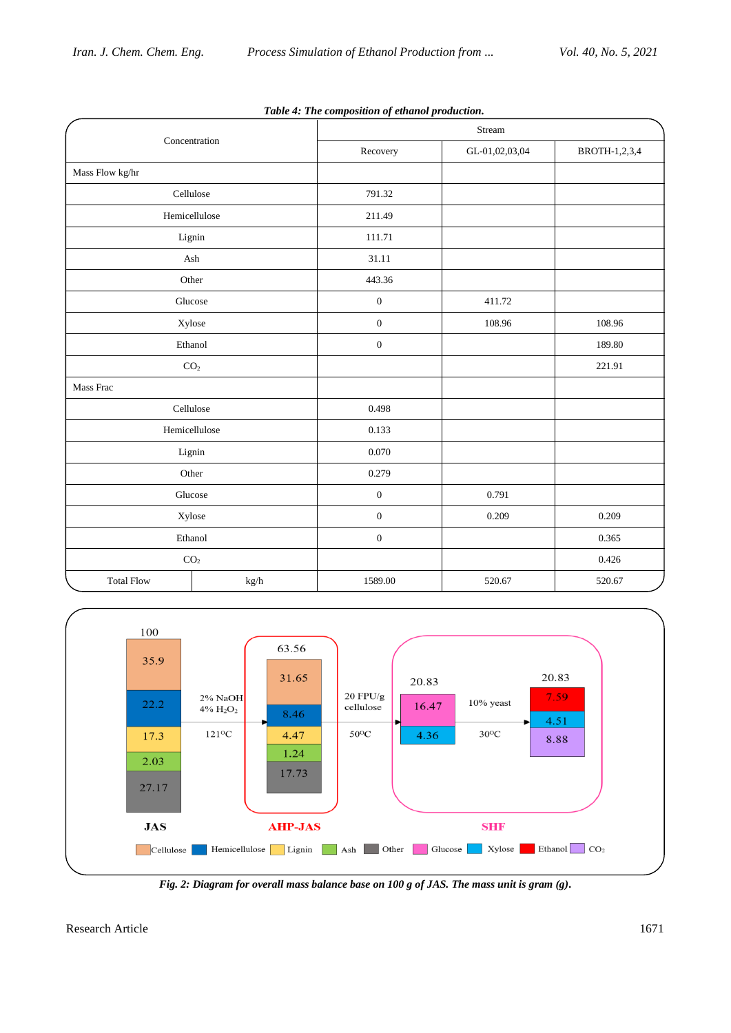*Table 4: The composition of ethanol production.*

| Concentration | | Stream | | |
|---|---|---|---|---|
| | | Recovery | GL-01,02,03,04 | BROTH-1,2,3,4 |
| Mass Flow kg/hr | | | | |
| Cellulose | | 791.32 | | |
| Hemicellulose | | 211.49 | | |
| Lignin | | 111.71 | | |
| Ash | | 31.11 | | |
| Other | | 443.36 | | |
| Glucose | | 0 | 411.72 | |
| Xylose | | 0 | 108.96 | 108.96 |
| Ethanol | | 0 | | 189.80 |
| $CO_2$ | | | | 221.91 |
| Mass Frac | | | | |
| Cellulose | | 0.498 | | |
| Hemicellulose | | 0.133 | | |
| Lignin | | 0.070 | | |
| Other | | 0.279 | | |
| Glucose | | 0 | 0.791 | |
| Xylose | | 0 | 0.209 | 0.209 |
| Ethanol | | 0 | | 0.365 |
| $CO_2$ | | | | 0.426 |
| Total Flow | kg/h | 1589.00 | 520.67 | 520.67 |

*Fig. 2: Diagram for overall mass balance base on 100 g of JAS. The mass unit is gram (g).*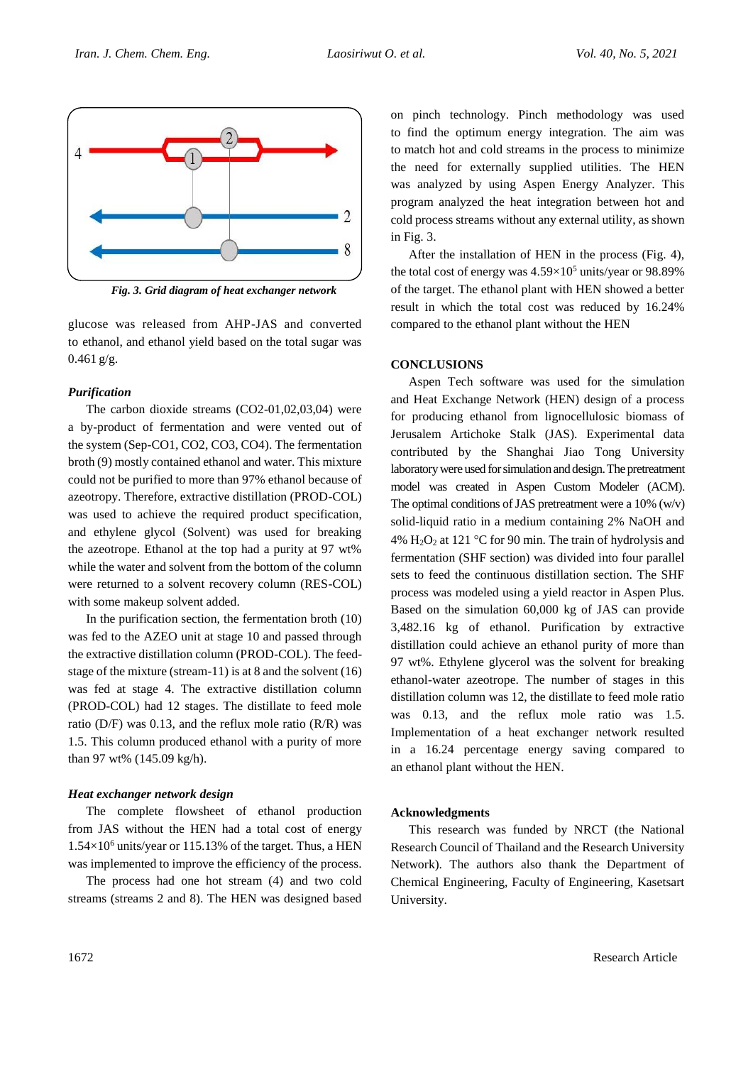Fig. 3. Grid diagram of heat exchanger network

glucose was released from AHP-JAS and converted to ethanol, and ethanol yield based on the total sugar was 0.461 g/g.

### *Purification*

The carbon dioxide streams (CO2-01,02,03,04) were a by-product of fermentation and were vented out of the system (Sep-CO1, CO2, CO3, CO4). The fermentation broth (9) mostly contained ethanol and water. This mixture could not be purified to more than 97% ethanol because of azeotropy. Therefore, extractive distillation (PROD-COL) was used to achieve the required product specification, and ethylene glycol (Solvent) was used for breaking the azeotrope. Ethanol at the top had a purity at 97 wt% while the water and solvent from the bottom of the column were returned to a solvent recovery column (RES-COL) with some makeup solvent added.

In the purification section, the fermentation broth (10) was fed to the AZEO unit at stage 10 and passed through the extractive distillation column (PROD-COL). The feed-stage of the mixture (stream-11) is at 8 and the solvent (16) was fed at stage 4. The extractive distillation column (PROD-COL) had 12 stages. The distillate to feed mole ratio (D/F) was 0.13, and the reflux mole ratio (R/R) was 1.5. This column produced ethanol with a purity of more than 97 wt% (145.09 kg/h).

### *Heat exchanger network design*

The complete flowsheet of ethanol production from JAS without the HEN had a total cost of energy $1.54\times10^6$ units/year or 115.13% of the target. Thus, a HEN was implemented to improve the efficiency of the process.

The process had one hot stream (4) and two cold streams (streams 2 and 8). The HEN was designed based on pinch technology. Pinch methodology was used to find the optimum energy integration. The aim was to match hot and cold streams in the process to minimize the need for externally supplied utilities. The HEN was analyzed by using Aspen Energy Analyzer. This program analyzed the heat integration between hot and cold process streams without any external utility, as shown in Fig. 3.

After the installation of HEN in the process (Fig. 4), the total cost of energy was $4.59\times10^5$ units/year or 98.89% of the target. The ethanol plant with HEN showed a better result in which the total cost was reduced by 16.24% compared to the ethanol plant without the HEN

## CONCLUSIONS

Aspen Tech software was used for the simulation and Heat Exchange Network (HEN) design of a process for producing ethanol from lignocellulosic biomass of Jerusalem Artichoke Stalk (JAS). Experimental data contributed by the Shanghai Jiao Tong University laboratory were used for simulation and design. The pretreatment model was created in Aspen Custom Modeler (ACM). The optimal conditions of JAS pretreatment were a 10% (w/v) solid-liquid ratio in a medium containing 2% NaOH and 4% $H_2O_2$ at 121 °C for 90 min. The train of hydrolysis and fermentation (SHF section) was divided into four parallel sets to feed the continuous distillation section. The SHF process was modeled using a yield reactor in Aspen Plus. Based on the simulation 60,000 kg of JAS can provide 3,482.16 kg of ethanol. Purification by extractive distillation could achieve an ethanol purity of more than 97 wt%. Ethylene glycerol was the solvent for breaking ethanol-water azeotrope. The number of stages in this distillation column was 12, the distillate to feed mole ratio was 0.13, and the reflux mole ratio was 1.5. Implementation of a heat exchanger network resulted in a 16.24 percentage energy saving compared to an ethanol plant without the HEN.

### Acknowledgments

This research was funded by NRCT (the National Research Council of Thailand and the Research University Network). The authors also thank the Department of Chemical Engineering, Faculty of Engineering, Kasetsart University.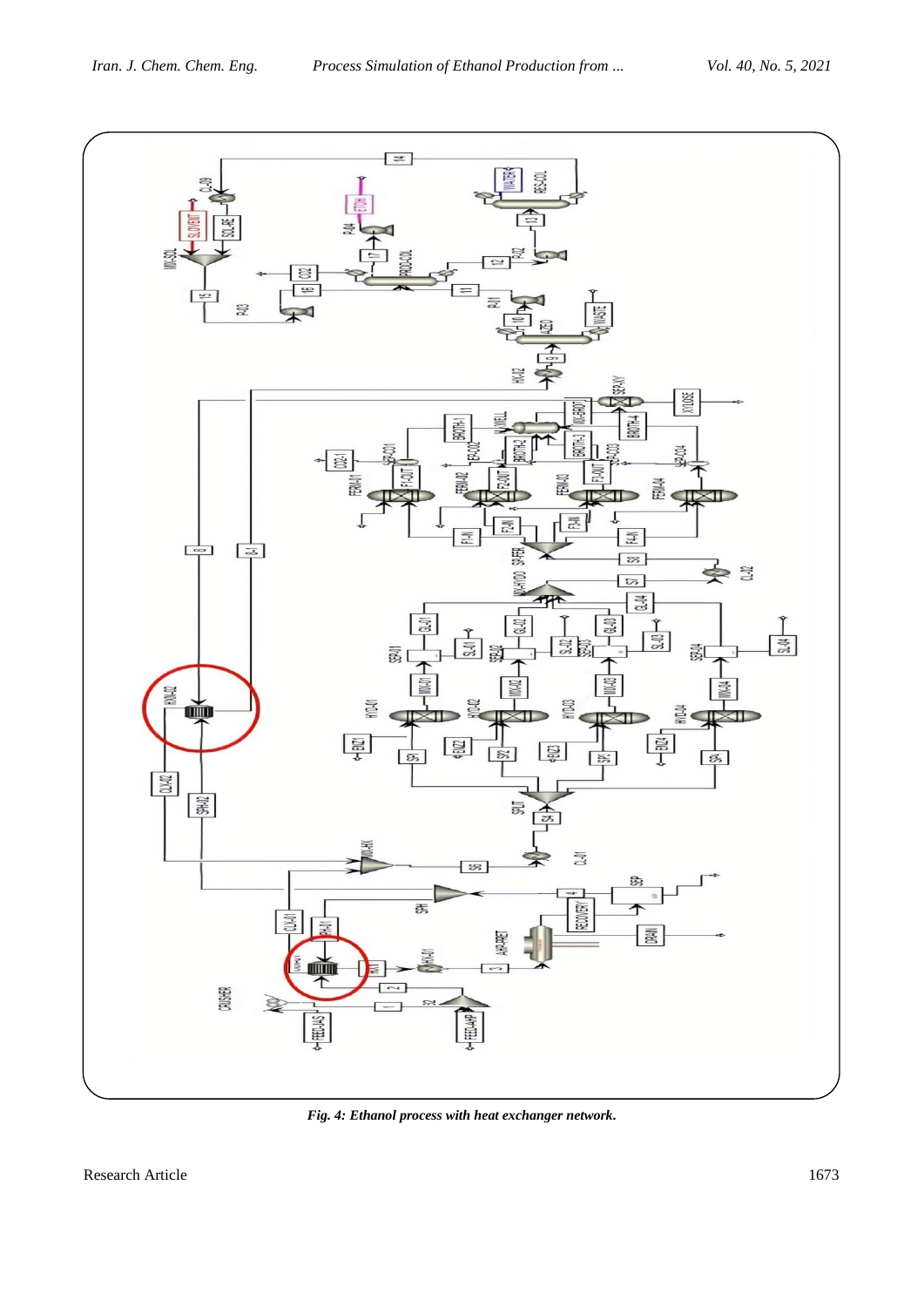Fig. 4: Ethanol process with heat exchanger network.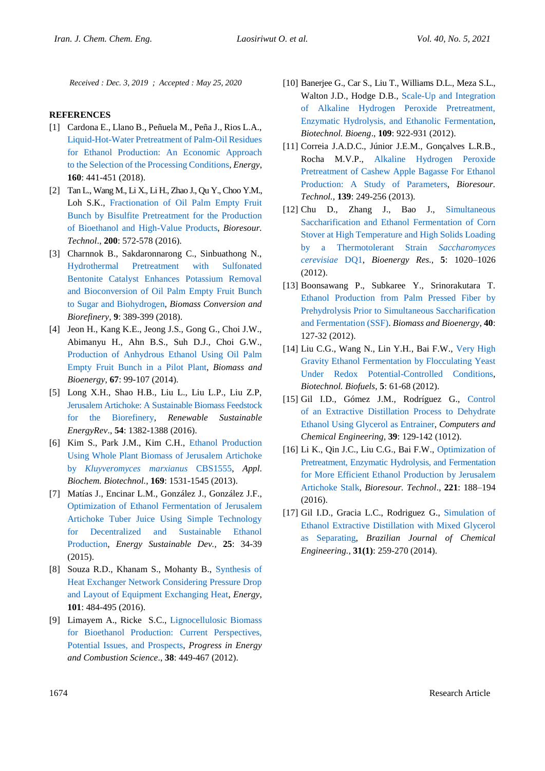*Received : Dec. 3, 2019 ; Accepted : May 25, 2020*

**REFERENCES**

[1] Cardona E., Llano B., Peñuela M., Peña J., Rios L.A., Liquid-Hot-Water Pretreatment of Palm-Oil Residues for Ethanol Production: An Economic Approach to the Selection of the Processing Conditions, *Energy*, **160**: 441-451 (2018).

[2] Tan L., Wang M., Li X., Li H., Zhao J., Qu Y., Choo Y.M., Loh S.K., Fractionation of Oil Palm Empty Fruit Bunch by Bisulfite Pretreatment for the Production of Bioethanol and High-Value Products, *Bioresour. Technol*., **200**: 572-578 (2016).

[3] Charnnok B., Sakdaronnarong C., Sinbuathong N., Hydrothermal Pretreatment with Sulfonated Bentonite Catalyst Enhances Potassium Removal and Bioconversion of Oil Palm Empty Fruit Bunch to Sugar and Biohydrogen, *Biomass Conversion and Biorefinery*, **9**: 389-399 (2018).

[4] Jeon H., Kang K.E., Jeong J.S., Gong G., Choi J.W., Abimanyu H., Ahn B.S., Suh D.J., Choi G.W., Production of Anhydrous Ethanol Using Oil Palm Empty Fruit Bunch in a Pilot Plant, *Biomass and Bioenergy*, **67**: 99-107 (2014).

[5] Long X.H., Shao H.B., Liu L., Liu L.P., Liu Z.P, Jerusalem Artichoke: A Sustainable Biomass Feedstock for the Biorefinery, *Renewable Sustainable EnergyRev*., **54**: 1382-1388 (2016).

[6] Kim S., Park J.M., Kim C.H., Ethanol Production Using Whole Plant Biomass of Jerusalem Artichoke by *Kluyveromyces marxianus* CBS1555, *Appl. Biochem. Biotechnol.*, **169**: 1531-1545 (2013).

[7] Matías J., Encinar J.M., González J., González J.F., Optimization of Ethanol Fermentation of Jerusalem Artichoke Tuber Juice Using Simple Technology for Decentralized and Sustainable Ethanol Production, *Energy Sustainable Dev.*, **25**: 34-39 (2015).

[8] Souza R.D., Khanam S., Mohanty B., Synthesis of Heat Exchanger Network Considering Pressure Drop and Layout of Equipment Exchanging Heat, *Energy*, **101**: 484-495 (2016).

[9] Limayem A., Ricke S.C., Lignocellulosic Biomass for Bioethanol Production: Current Perspectives, Potential Issues, and Prospects, *Progress in Energy and Combustion Science*., **38**: 449-467 (2012).

[10] Banerjee G., Car S., Liu T., Williams D.L., Meza S.L., Walton J.D., Hodge D.B., Scale-Up and Integration of Alkaline Hydrogen Peroxide Pretreatment, Enzymatic Hydrolysis, and Ethanolic Fermentation, *Biotechnol. Bioeng*., **109**: 922-931 (2012).

[11] Correia J.A.D.C., Júnior J.E.M., Gonçalves L.R.B., Rocha M.V.P., Alkaline Hydrogen Peroxide Pretreatment of Cashew Apple Bagasse For Ethanol Production: A Study of Parameters, *Bioresour. Technol.*, **139**: 249-256 (2013).

[12] Chu D., Zhang J., Bao J., Simultaneous Saccharification and Ethanol Fermentation of Corn Stover at High Temperature and High Solids Loading by a Thermotolerant Strain *Saccharomyces cerevisiae* DQ1, *Bioenergy Res.*, **5**: 1020–1026 (2012).

[13] Boonsawang P., Subkaree Y., Srinorakutara T. Ethanol Production from Palm Pressed Fiber by Prehydrolysis Prior to Simultaneous Saccharification and Fermentation (SSF). *Biomass and Bioenergy*, **40**: 127-32 (2012).

[14] Liu C.G., Wang N., Lin Y.H., Bai F.W., Very High Gravity Ethanol Fermentation by Flocculating Yeast Under Redox Potential-Controlled Conditions, *Biotechnol. Biofuels*, **5**: 61-68 (2012).

[15] Gil I.D., Gómez J.M., Rodríguez G., Control of an Extractive Distillation Process to Dehydrate Ethanol Using Glycerol as Entrainer, *Computers and Chemical Engineering*, **39**: 129-142 (1012).

[16] Li K., Qin J.C., Liu C.G., Bai F.W., Optimization of Pretreatment, Enzymatic Hydrolysis, and Fermentation for More Efficient Ethanol Production by Jerusalem Artichoke Stalk, *Bioresour. Technol*., **221**: 188–194 (2016).

[17] Gil I.D., Gracia L.C., Rodriguez G., Simulation of Ethanol Extractive Distillation with Mixed Glycerol as Separating, *Brazilian Journal of Chemical Engineering.*, **31(1)**: 259-270 (2014).